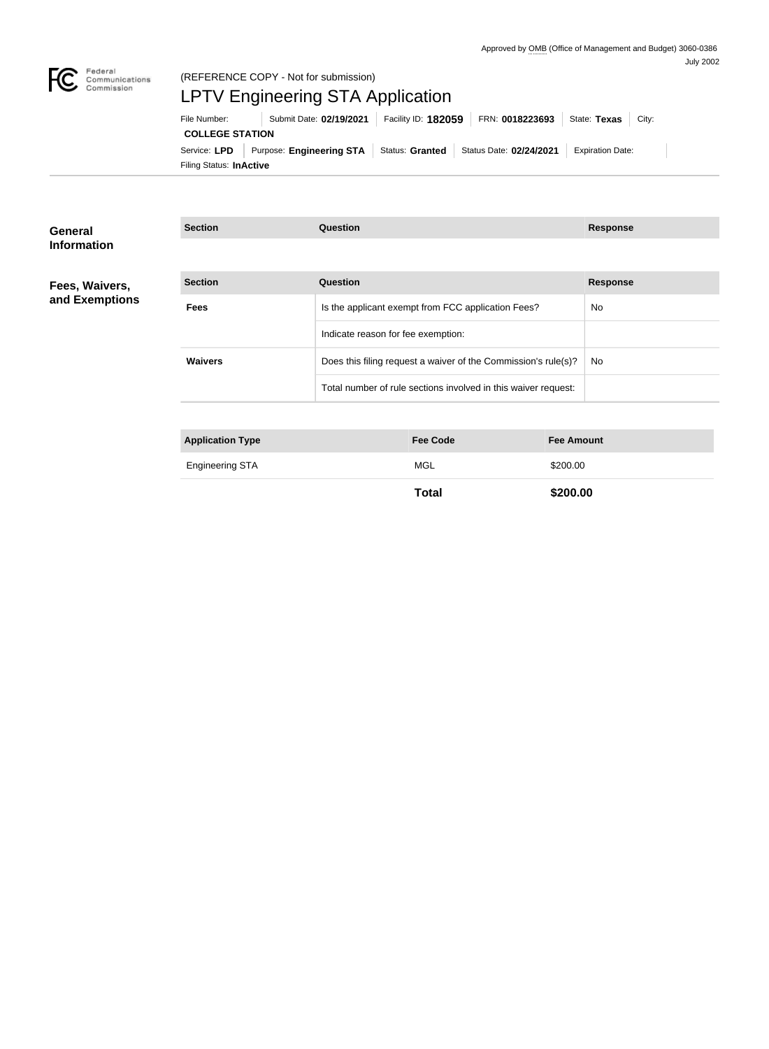Approved by OMB (Office of Management and Budget) 3060-0386
July 2002

Federal Communications Commission

(REFERENCE COPY - Not for submission)

# LPTV Engineering STA Application

File Number: | Submit Date: **02/19/2021** | Facility ID: **182059** | FRN: **0018223693** | State: **Texas** | City: **COLLEGE STATION**

Service: **LPD** | Purpose: **Engineering STA** | Status: **Granted** | Status Date: **02/24/2021** | Expiration Date:

Filing Status: **InActive**

## General Information

| Section | Question | Response |
|---|---|---|

## Fees, Waivers, and Exemptions

| Section | Question | Response |
|---|---|---|
| **Fees** | Is the applicant exempt from FCC application Fees? | No |
| | Indicate reason for fee exemption: | |
| **Waivers** | Does this filing request a waiver of the Commission's rule(s)? | No |
| | Total number of rule sections involved in this waiver request: | |

| Application Type | Fee Code | Fee Amount |
|---|---|---|
| Engineering STA | MGL | $200.00 |
| | **Total** | **$200.00** |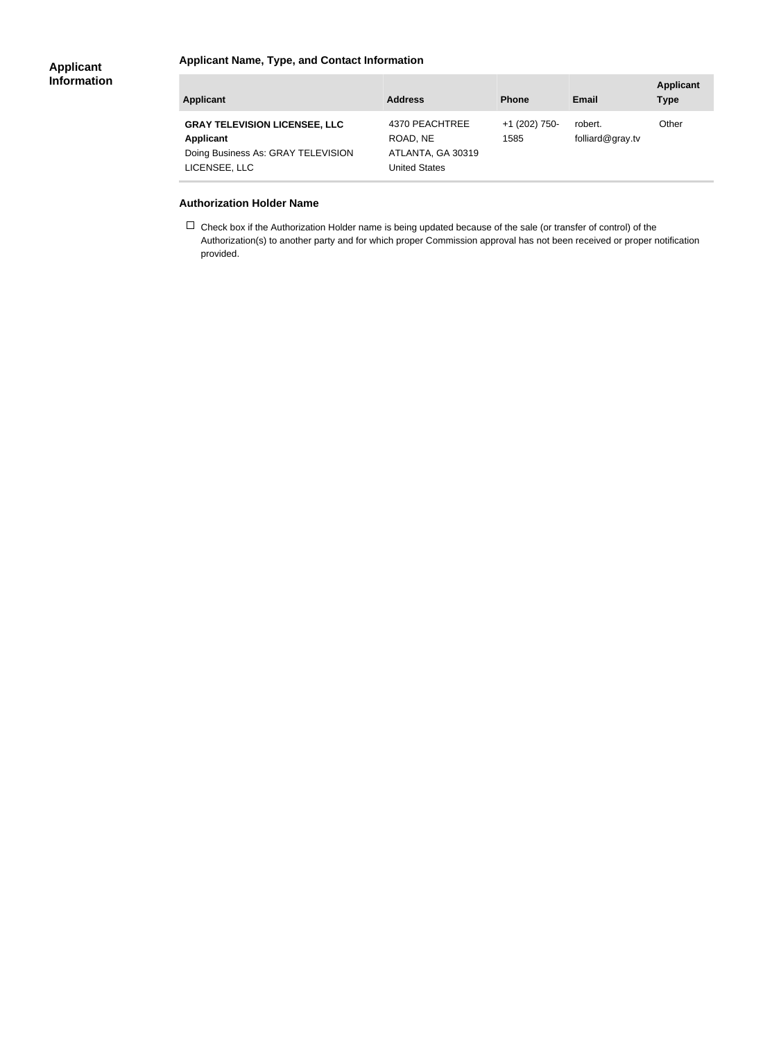## Applicant Information

### Applicant Name, Type, and Contact Information

| Applicant | Address | Phone | Email | Applicant Type |
|---|---|---|---|---|
| **GRAY TELEVISION LICENSEE, LLC** **Applicant** Doing Business As: GRAY TELEVISION LICENSEE, LLC | 4370 PEACHTREE ROAD, NE ATLANTA, GA 30319 United States | +1 (202) 750-1585 | robert.folliard@gray.tv | Other |

### Authorization Holder Name

☐ Check box if the Authorization Holder name is being updated because of the sale (or transfer of control) of the Authorization(s) to another party and for which proper Commission approval has not been received or proper notification provided.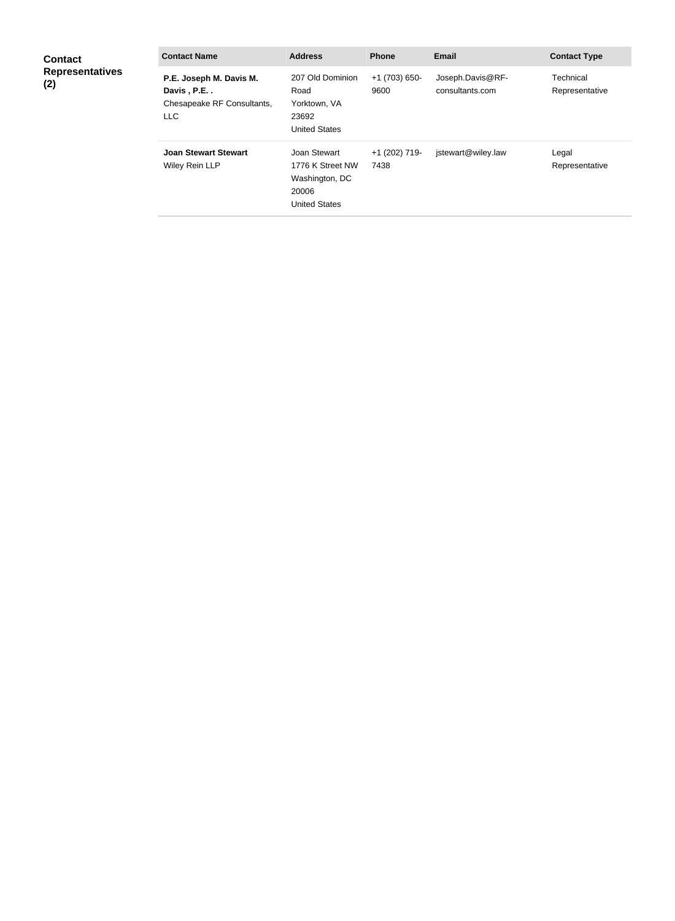**Contact Representatives (2)**

| Contact Name | Address | Phone | Email | Contact Type |
|---|---|---|---|---|
| **P.E. Joseph M. Davis M. Davis , P.E. .** Chesapeake RF Consultants, LLC | 207 Old Dominion Road Yorktown, VA 23692 United States | +1 (703) 650-9600 | Joseph.Davis@RF-consultants.com | Technical Representative |
| **Joan Stewart Stewart** Wiley Rein LLP | Joan Stewart 1776 K Street NW Washington, DC 20006 United States | +1 (202) 719-7438 | jstewart@wiley.law | Legal Representative |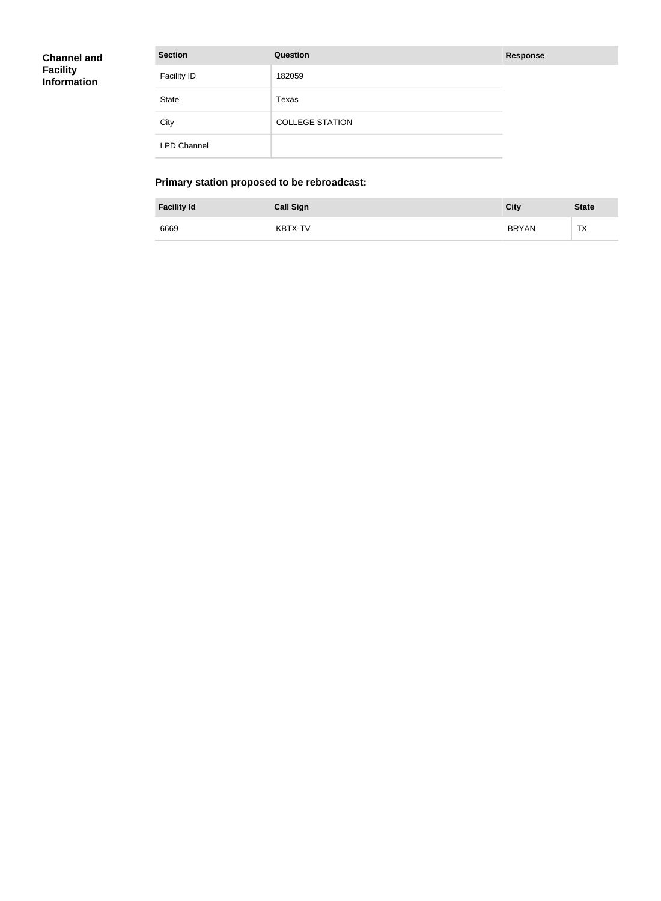## Channel and Facility Information

| Section | Question | Response |
|---|---|---|
| Facility ID | 182059 | |
| State | Texas | |
| City | COLLEGE STATION | |
| LPD Channel | | |

### Primary station proposed to be rebroadcast:

| Facility Id | Call Sign | City | State |
|---|---|---|---|
| 6669 | KBTX-TV | BRYAN | TX |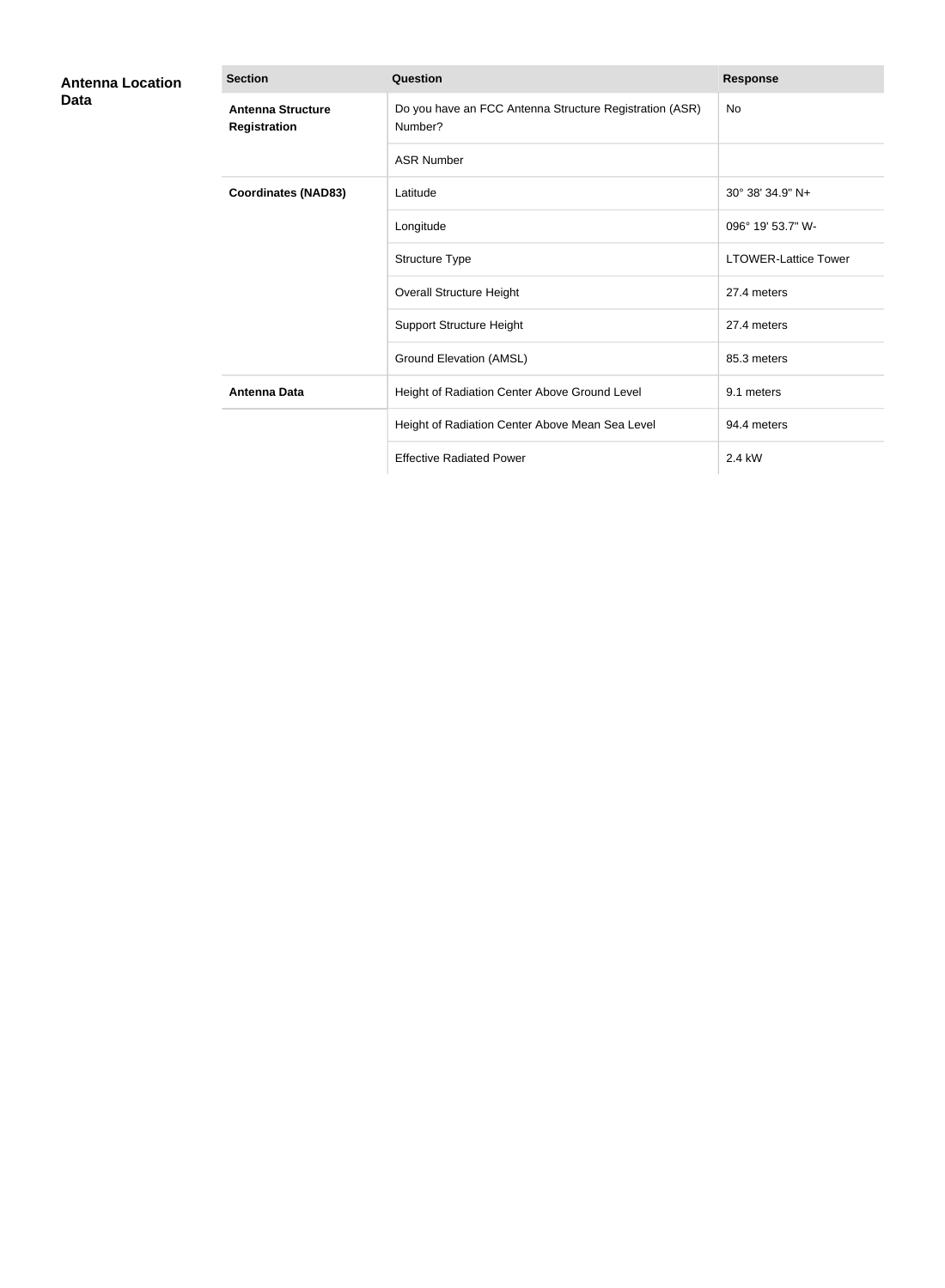## Antenna Location Data

| Section | Question | Response |
|---|---|---|
| **Antenna Structure Registration** | Do you have an FCC Antenna Structure Registration (ASR) Number? | No |
| | ASR Number | |
| **Coordinates (NAD83)** | Latitude | 30° 38' 34.9" N+ |
| | Longitude | 096° 19' 53.7" W- |
| | Structure Type | LTOWER-Lattice Tower |
| | Overall Structure Height | 27.4 meters |
| | Support Structure Height | 27.4 meters |
| | Ground Elevation (AMSL) | 85.3 meters |
| **Antenna Data** | Height of Radiation Center Above Ground Level | 9.1 meters |
| | Height of Radiation Center Above Mean Sea Level | 94.4 meters |
| | Effective Radiated Power | 2.4 kW |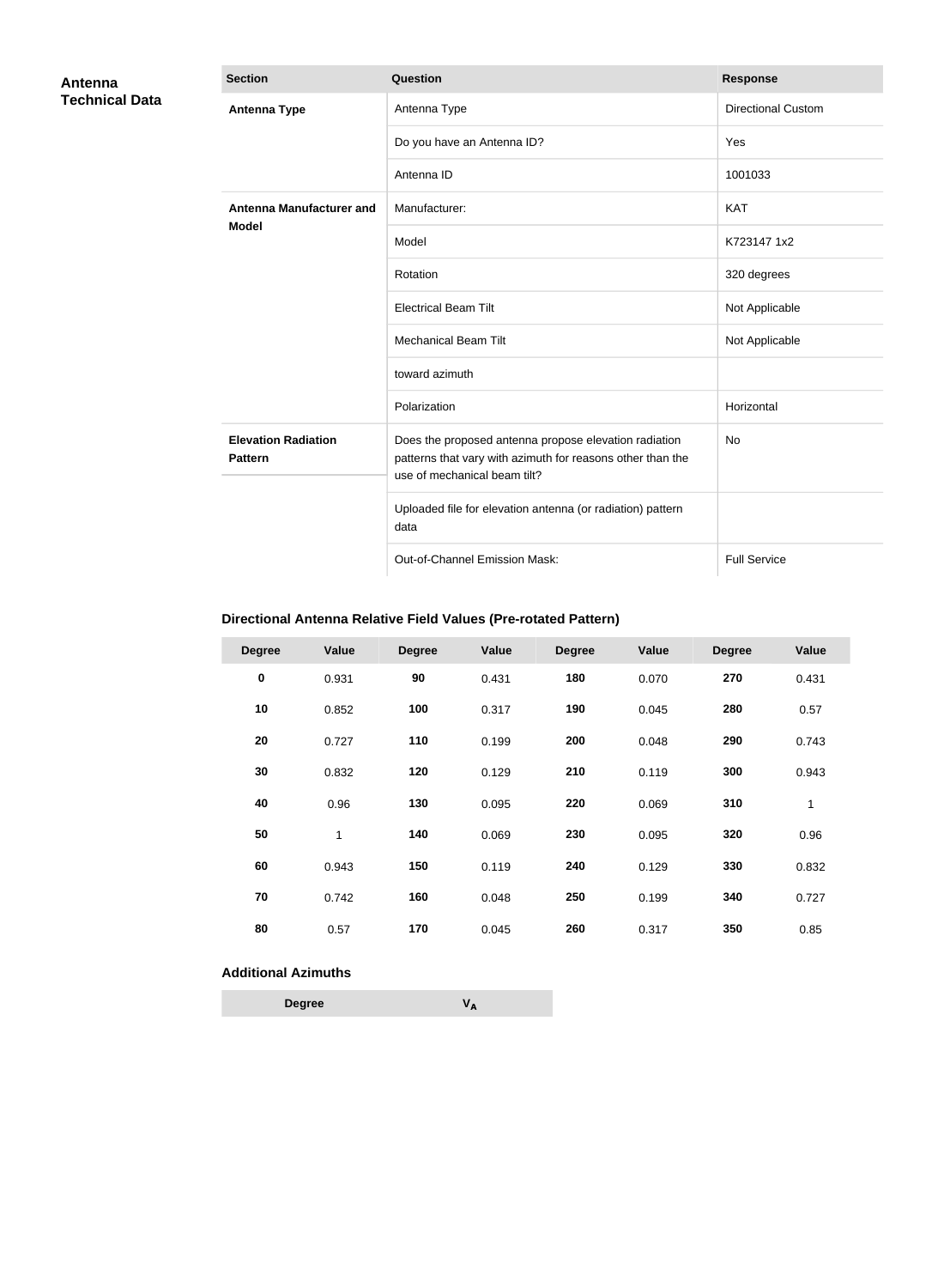## Antenna Technical Data

| Section | Question | Response |
| --- | --- | --- |
| **Antenna Type** | Antenna Type | Directional Custom |
| | Do you have an Antenna ID? | Yes |
| | Antenna ID | 1001033 |
| **Antenna Manufacturer and Model** | Manufacturer: | KAT |
| | Model | K723147 1x2 |
| | Rotation | 320 degrees |
| | Electrical Beam Tilt | Not Applicable |
| | Mechanical Beam Tilt | Not Applicable |
| | toward azimuth | |
| | Polarization | Horizontal |
| **Elevation Radiation Pattern** | Does the proposed antenna propose elevation radiation patterns that vary with azimuth for reasons other than the use of mechanical beam tilt? | No |
| | Uploaded file for elevation antenna (or radiation) pattern data | |
| | Out-of-Channel Emission Mask: | Full Service |

### Directional Antenna Relative Field Values (Pre-rotated Pattern)

| Degree | Value | Degree | Value | Degree | Value | Degree | Value |
| --- | --- | --- | --- | --- | --- | --- | --- |
| **0** | 0.931 | **90** | 0.431 | **180** | 0.070 | **270** | 0.431 |
| **10** | 0.852 | **100** | 0.317 | **190** | 0.045 | **280** | 0.57 |
| **20** | 0.727 | **110** | 0.199 | **200** | 0.048 | **290** | 0.743 |
| **30** | 0.832 | **120** | 0.129 | **210** | 0.119 | **300** | 0.943 |
| **40** | 0.96 | **130** | 0.095 | **220** | 0.069 | **310** | 1 |
| **50** | 1 | **140** | 0.069 | **230** | 0.095 | **320** | 0.96 |
| **60** | 0.943 | **150** | 0.119 | **240** | 0.129 | **330** | 0.832 |
| **70** | 0.742 | **160** | 0.048 | **250** | 0.199 | **340** | 0.727 |
| **80** | 0.57 | **170** | 0.045 | **260** | 0.317 | **350** | 0.85 |

### Additional Azimuths

| Degree | $V_A$ |
| --- | --- |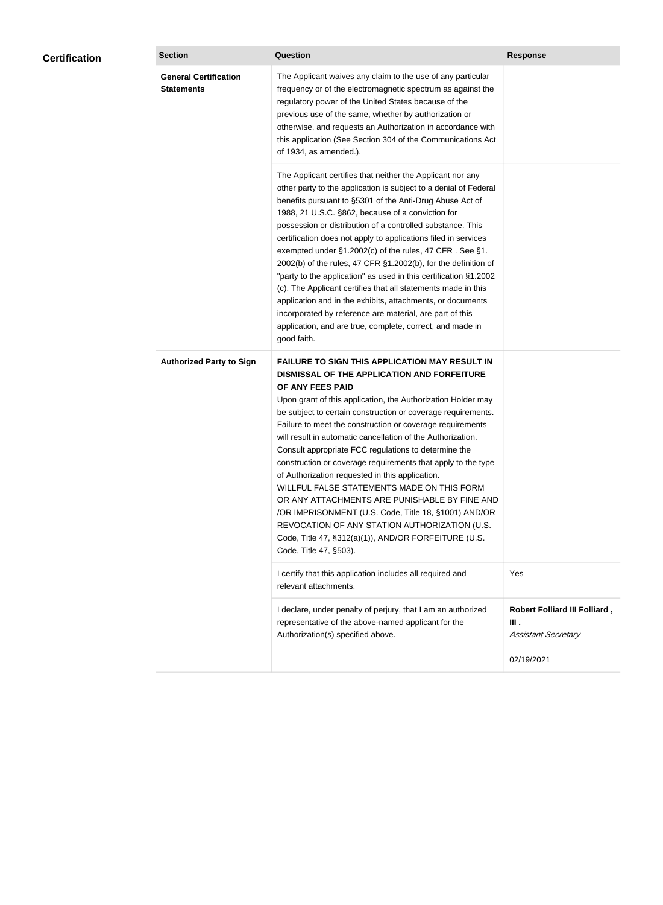## Certification

| Section | Question | Response |
|---|---|---|
| **General Certification Statements** | The Applicant waives any claim to the use of any particular frequency or of the electromagnetic spectrum as against the regulatory power of the United States because of the previous use of the same, whether by authorization or otherwise, and requests an Authorization in accordance with this application (See Section 304 of the Communications Act of 1934, as amended.). | |
| | The Applicant certifies that neither the Applicant nor any other party to the application is subject to a denial of Federal benefits pursuant to §5301 of the Anti-Drug Abuse Act of 1988, 21 U.S.C. §862, because of a conviction for possession or distribution of a controlled substance. This certification does not apply to applications filed in services exempted under §1.2002(c) of the rules, 47 CFR . See §1. 2002(b) of the rules, 47 CFR §1.2002(b), for the definition of "party to the application" as used in this certification §1.2002 (c). The Applicant certifies that all statements made in this application and in the exhibits, attachments, or documents incorporated by reference are material, are part of this application, and are true, complete, correct, and made in good faith. | |
| **Authorized Party to Sign** | **FAILURE TO SIGN THIS APPLICATION MAY RESULT IN DISMISSAL OF THE APPLICATION AND FORFEITURE OF ANY FEES PAID** Upon grant of this application, the Authorization Holder may be subject to certain construction or coverage requirements. Failure to meet the construction or coverage requirements will result in automatic cancellation of the Authorization. Consult appropriate FCC regulations to determine the construction or coverage requirements that apply to the type of Authorization requested in this application. WILLFUL FALSE STATEMENTS MADE ON THIS FORM OR ANY ATTACHMENTS ARE PUNISHABLE BY FINE AND /OR IMPRISONMENT (U.S. Code, Title 18, §1001) AND/OR REVOCATION OF ANY STATION AUTHORIZATION (U.S. Code, Title 47, §312(a)(1)), AND/OR FORFEITURE (U.S. Code, Title 47, §503). | |
| | I certify that this application includes all required and relevant attachments. | Yes |
| | I declare, under penalty of perjury, that I am an authorized representative of the above-named applicant for the Authorization(s) specified above. | **Robert Folliard III Folliard , III .** *Assistant Secretary* 02/19/2021 |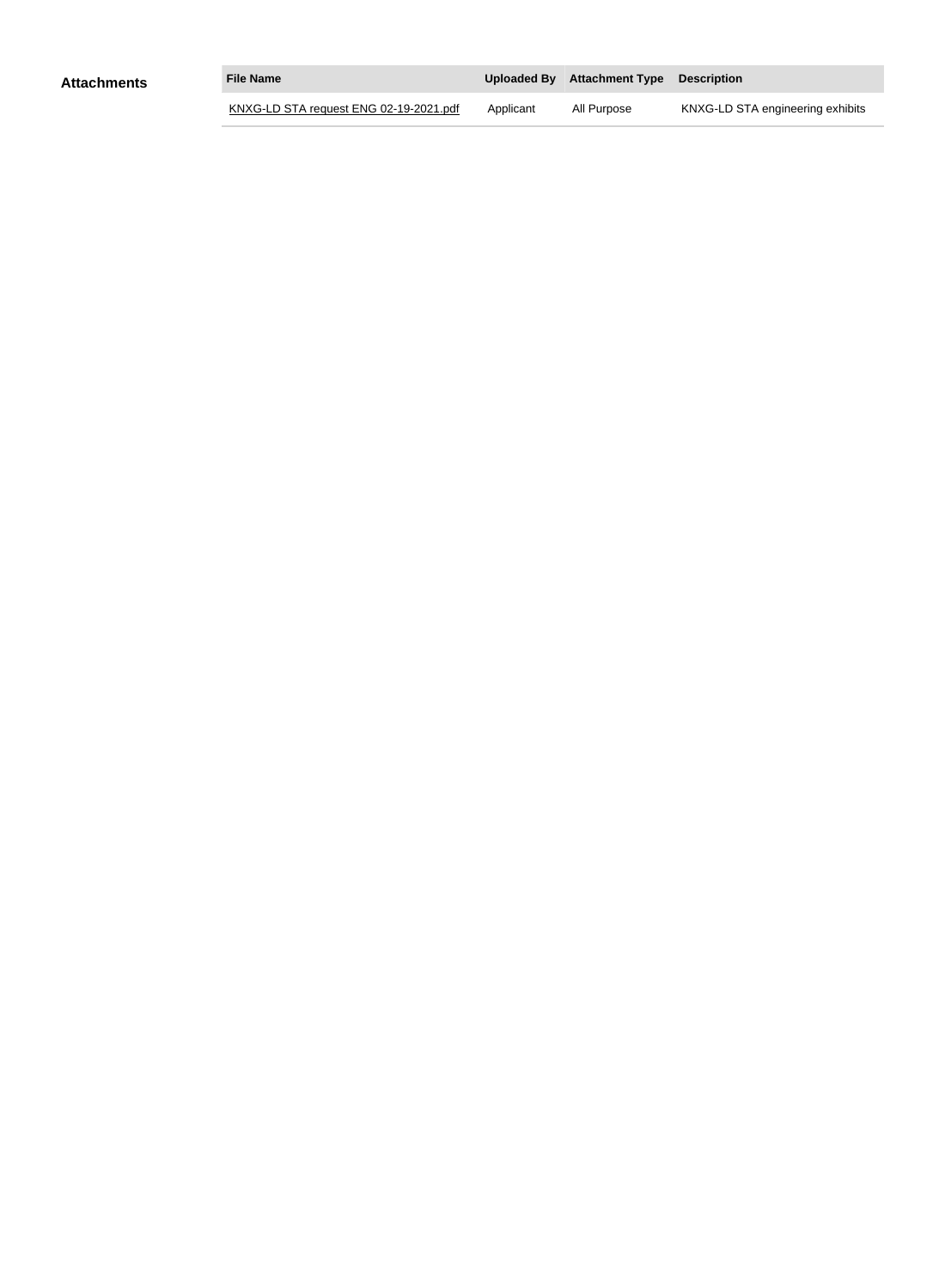**Attachments**

| File Name | Uploaded By | Attachment Type | Description |
|---|---|---|---|
| KNXG-LD STA request ENG 02-19-2021.pdf | Applicant | All Purpose | KNXG-LD STA engineering exhibits |